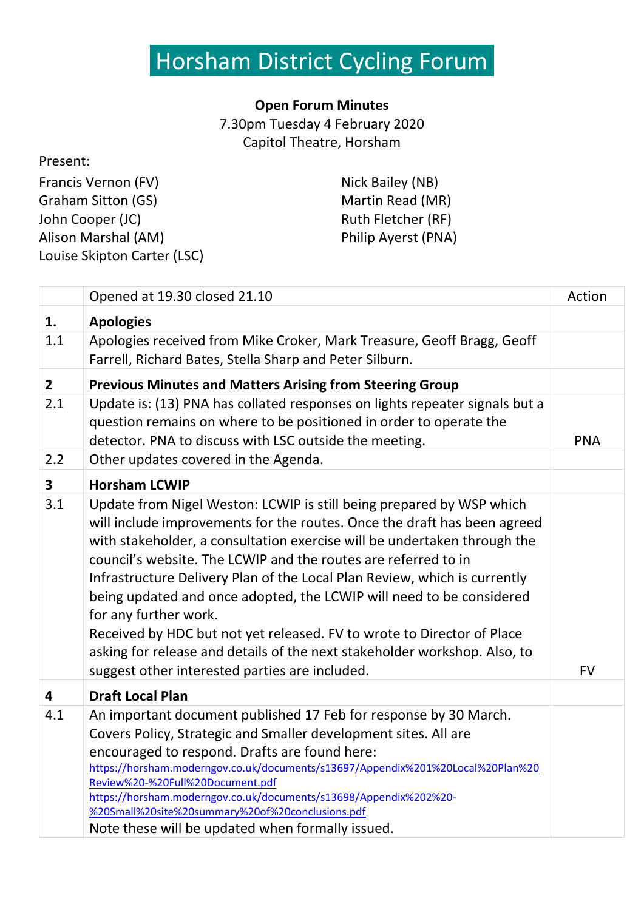# Horsham District Cycling Forum

**Open Forum Minutes**
7.30pm Tuesday 4 February 2020
Capitol Theatre, Horsham

Present:

Francis Vernon (FV)
Graham Sitton (GS)
John Cooper (JC)
Alison Marshal (AM)
Louise Skipton Carter (LSC)
Nick Bailey (NB)
Martin Read (MR)
Ruth Fletcher (RF)
Philip Ayerst (PNA)

| | Opened at 19.30 closed 21.10 | Action |
|---|---|---|
| **1.** | **Apologies** | |
| 1.1 | Apologies received from Mike Croker, Mark Treasure, Geoff Bragg, Geoff Farrell, Richard Bates, Stella Sharp and Peter Silburn. | |
| **2** | **Previous Minutes and Matters Arising from Steering Group** | |
| 2.1 | Update is: (13) PNA has collated responses on lights repeater signals but a question remains on where to be positioned in order to operate the detector. PNA to discuss with LSC outside the meeting. | PNA |
| 2.2 | Other updates covered in the Agenda. | |
| **3** | **Horsham LCWIP** | |
| 3.1 | Update from Nigel Weston: LCWIP is still being prepared by WSP which will include improvements for the routes. Once the draft has been agreed with stakeholder, a consultation exercise will be undertaken through the council's website. The LCWIP and the routes are referred to in Infrastructure Delivery Plan of the Local Plan Review, which is currently being updated and once adopted, the LCWIP will need to be considered for any further work.<br>Received by HDC but not yet released. FV to wrote to Director of Place asking for release and details of the next stakeholder workshop. Also, to suggest other interested parties are included. | FV |
| **4** | **Draft Local Plan** | |
| 4.1 | An important document published 17 Feb for response by 30 March. Covers Policy, Strategic and Smaller development sites. All are encouraged to respond. Drafts are found here:<br>https://horsham.moderngov.co.uk/documents/s13697/Appendix%201%20Local%20Plan%20Review%20-%20Full%20Document.pdf<br>https://horsham.moderngov.co.uk/documents/s13698/Appendix%202%20-%20Small%20site%20summary%20of%20conclusions.pdf<br>Note these will be updated when formally issued. | |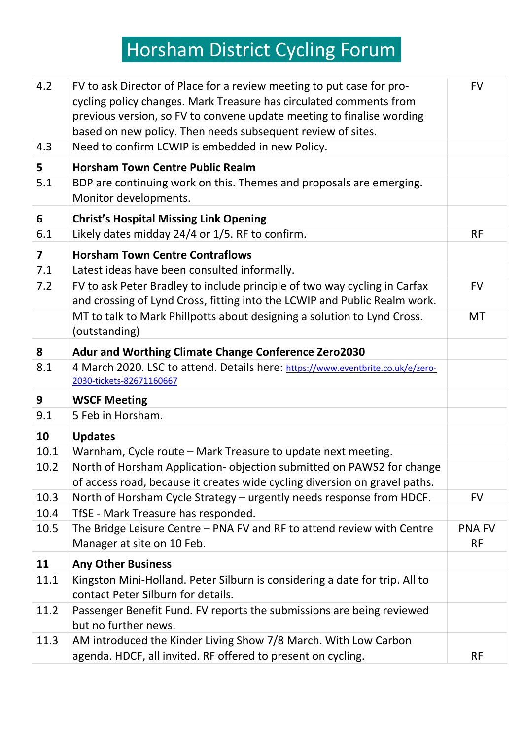# Horsham District Cycling Forum

| | | |
|---|---|---|
| 4.2 | FV to ask Director of Place for a review meeting to put case for pro-cycling policy changes. Mark Treasure has circulated comments from previous version, so FV to convene update meeting to finalise wording based on new policy. Then needs subsequent review of sites. | FV |
| 4.3 | Need to confirm LCWIP is embedded in new Policy. | |
| **5** | **Horsham Town Centre Public Realm** | |
| 5.1 | BDP are continuing work on this. Themes and proposals are emerging. Monitor developments. | |
| **6** | **Christ's Hospital Missing Link Opening** | |
| 6.1 | Likely dates midday 24/4 or 1/5. RF to confirm. | RF |
| **7** | **Horsham Town Centre Contraflows** | |
| 7.1 | Latest ideas have been consulted informally. | |
| 7.2 | FV to ask Peter Bradley to include principle of two way cycling in Carfax and crossing of Lynd Cross, fitting into the LCWIP and Public Realm work. | FV |
| | MT to talk to Mark Phillpotts about designing a solution to Lynd Cross. (outstanding) | MT |
| **8** | **Adur and Worthing Climate Change Conference Zero2030** | |
| 8.1 | 4 March 2020. LSC to attend. Details here: https://www.eventbrite.co.uk/e/zero-2030-tickets-82671160667 | |
| **9** | **WSCF Meeting** | |
| 9.1 | 5 Feb in Horsham. | |
| **10** | **Updates** | |
| 10.1 | Warnham, Cycle route – Mark Treasure to update next meeting. | |
| 10.2 | North of Horsham Application- objection submitted on PAWS2 for change of access road, because it creates wide cycling diversion on gravel paths. | |
| 10.3 | North of Horsham Cycle Strategy – urgently needs response from HDCF. | FV |
| 10.4 | TfSE - Mark Treasure has responded. | |
| 10.5 | The Bridge Leisure Centre – PNA FV and RF to attend review with Centre Manager at site on 10 Feb. | PNA FV RF |
| **11** | **Any Other Business** | |
| 11.1 | Kingston Mini-Holland. Peter Silburn is considering a date for trip. All to contact Peter Silburn for details. | |
| 11.2 | Passenger Benefit Fund. FV reports the submissions are being reviewed but no further news. | |
| 11.3 | AM introduced the Kinder Living Show 7/8 March. With Low Carbon agenda. HDCF, all invited. RF offered to present on cycling. | RF |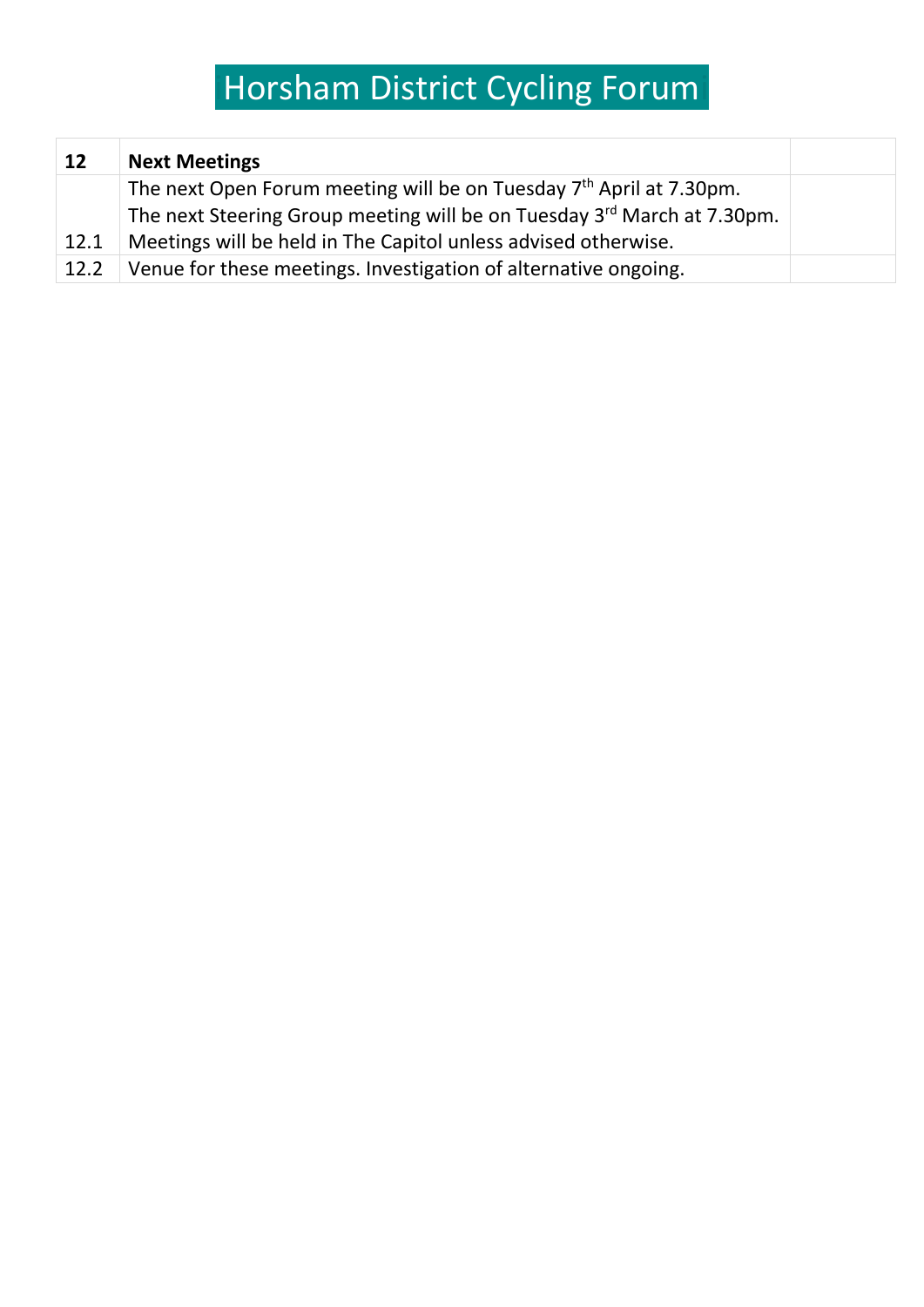# Horsham District Cycling Forum

| | | |
|---|---|---|
| **12** | **Next Meetings** | |
| 12.1 | The next Open Forum meeting will be on Tuesday 7th April at 7.30pm. The next Steering Group meeting will be on Tuesday 3rd March at 7.30pm. Meetings will be held in The Capitol unless advised otherwise. | |
| 12.2 | Venue for these meetings. Investigation of alternative ongoing. | |